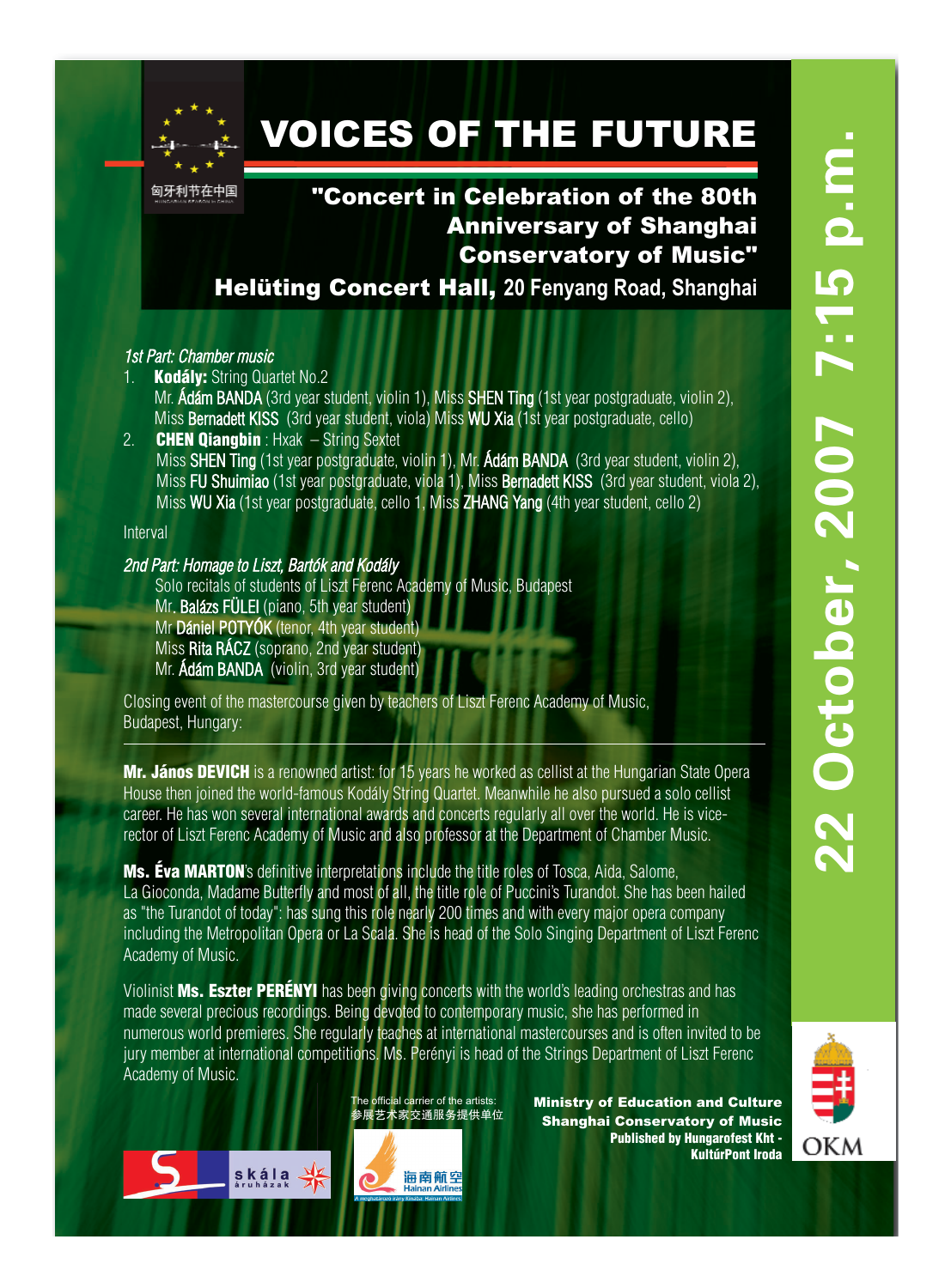匈牙利节在中国

# VOICES OF THE FUTURE

## "Concert in Celebration of the 80th Anniversary of Shanghai Conservatory of Music"

**Helüting Concert Hall,** 20 Fenyang Road, Shanghai

**22 October, 2007 7:15 p.m.**

*1st Part: Chamber music*

1. **Kodály:** String Quartet No.2
   Mr. Ádám BANDA (3rd year student, violin 1), Miss SHEN Ting (1st year postgraduate, violin 2), Miss Bernadett KISS (3rd year student, viola) Miss WU Xia (1st year postgraduate, cello)
2. **CHEN Qiangbin** : Hxak – String Sextet
   Miss SHEN Ting (1st year postgraduate, violin 1), Mr. Ádám BANDA (3rd year student, violin 2), Miss FU Shuimiao (1st year postgraduate, viola 1), Miss Bernadett KISS (3rd year student, viola 2), Miss WU Xia (1st year postgraduate, cello 1, Miss ZHANG Yang (4th year student, cello 2)

Interval

*2nd Part: Homage to Liszt, Bartók and Kodály*

Solo recitals of students of Liszt Ferenc Academy of Music, Budapest
Mr. Balázs FÜLEI (piano, 5th year student)
Mr Dániel POTYÓK (tenor, 4th year student)
Miss Rita RÁCZ (soprano, 2nd year student)
Mr. Ádám BANDA (violin, 3rd year student)

Closing event of the mastercourse given by teachers of Liszt Ferenc Academy of Music, Budapest, Hungary:

---

**Mr. János DEVICH** is a renowned artist: for 15 years he worked as cellist at the Hungarian State Opera House then joined the world-famous Kodály String Quartet. Meanwhile he also pursued a solo cellist career. He has won several international awards and concerts regularly all over the world. He is vice-rector of Liszt Ferenc Academy of Music and also professor at the Department of Chamber Music.

**Ms. Éva MARTON**'s definitive interpretations include the title roles of Tosca, Aida, Salome, La Gioconda, Madame Butterfly and most of all, the title role of Puccini's Turandot. She has been hailed as "the Turandot of today": has sung this role nearly 200 times and with every major opera company including the Metropolitan Opera or La Scala. She is head of the Solo Singing Department of Liszt Ferenc Academy of Music.

Violinist **Ms. Eszter PERÉNYI** has been giving concerts with the world's leading orchestras and has made several precious recordings. Being devoted to contemporary music, she has performed in numerous world premieres. She regularly teaches at international mastercourses and is often invited to be jury member at international competitions. Ms. Perényi is head of the Strings Department of Liszt Ferenc Academy of Music.

skála áruházak

The official carrier of the artists:
参展艺术家交通服务提供单位

海南航空 Hainan Airlines

**Ministry of Education and Culture**
**Shanghai Conservatory of Music**
**Published by Hungarofest Kht - KultúrPont Iroda**

OKM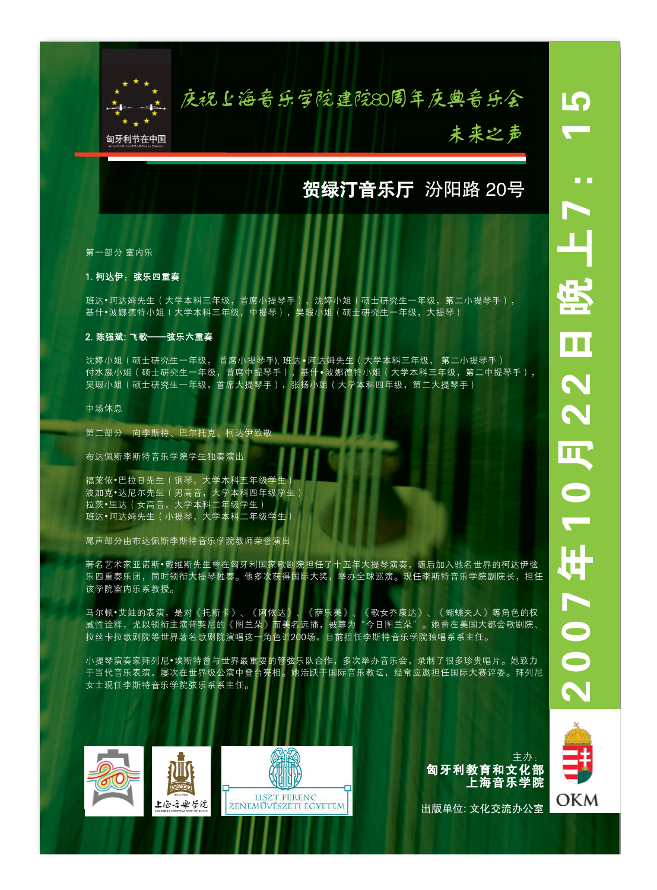匈牙利节在中国

# 庆祝上海音乐学院建院80周年庆典音乐会

## 未来之声

**贺绿汀音乐厅 汾阳路 20号**

**2007年10月22日晚上7：15**

第一部分 室内乐

**1. 柯达伊：弦乐四重奏**

班达•阿达姆先生（大学本科三年级，首席小提琴手），沈婷小姐（硕士研究生一年级，第二小提琴手），基什•波娜德特小姐（大学本科三年级，中提琴），吴瑕小姐（硕士研究生一年级，大提琴）

**2. 陈强斌: 飞歌——弦乐六重奏**

沈婷小姐（硕士研究生一年级， 首席小提琴手), 班达 • 阿达姆先生（大学本科三年级， 第二小提琴手）
付水淼小姐（硕士研究生一年级，首席中提琴手），基什 • 波娜德特小姐（大学本科三年级，第二中提琴手），
吴瑕小姐（硕士研究生一年级，首席大提琴手），张扬小姐（大学本科四年级，第二大提琴手）

中场休息

第二部分：向李斯特、巴尔托克、柯达伊致敬

布达佩斯李斯特音乐学院学生独奏演出

福莱依•巴拉日先生（钢琴，大学本科五年级学生）
波加克•达尼尔先生（男高音，大学本科四年级学生）
拉茨•里达（女高音，大学本科二年级学生）
班达•阿达姆先生（小提琴，大学本科二年级学生）

尾声部分由布达佩斯李斯特音乐学院教师荣誉演出

著名艺术家亚诺斯•戴维斯先生曾在匈牙利国家歌剧院担任了十五年大提琴演奏，随后加入驰名世界的柯达伊弦乐四重奏乐团，同时领衔大提琴独奏。他多次获得国际大奖，举办全球巡演。现任李斯特音乐学院副院长，担任该学院室内乐系教授。

马尔顿•艾娃的表演，是对《托斯卡》、《阿依达》、《萨乐美》、《歌女乔康达》、《蝴蝶夫人》等角色的权威性诠释，尤以领衔主演普契尼的《图兰朵》而美名远播，被尊为“今日图兰朵”。她曾在美国大都会歌剧院、拉丝卡拉歌剧院等世界著名歌剧院演唱这一角色近200场，目前担任李斯特音乐学院独唱系系主任。

小提琴演奏家拜列尼•埃斯特曾与世界最重要的管弦乐队合作，多次举办音乐会，录制了很多珍贵唱片。她致力于当代音乐表演，屡次在世界级公演中登台亮相。她活跃于国际音乐教坛，经常应邀担任国际大赛评委。拜列尼女士现任李斯特音乐学院弦乐系系主任。

上海音乐学院

LISZT FERENC ZENEMŰVÉSZETI EGYETEM

主办：
**匈牙利教育和文化部**
**上海音乐学院**

出版单位: 文化交流办公室

OKM